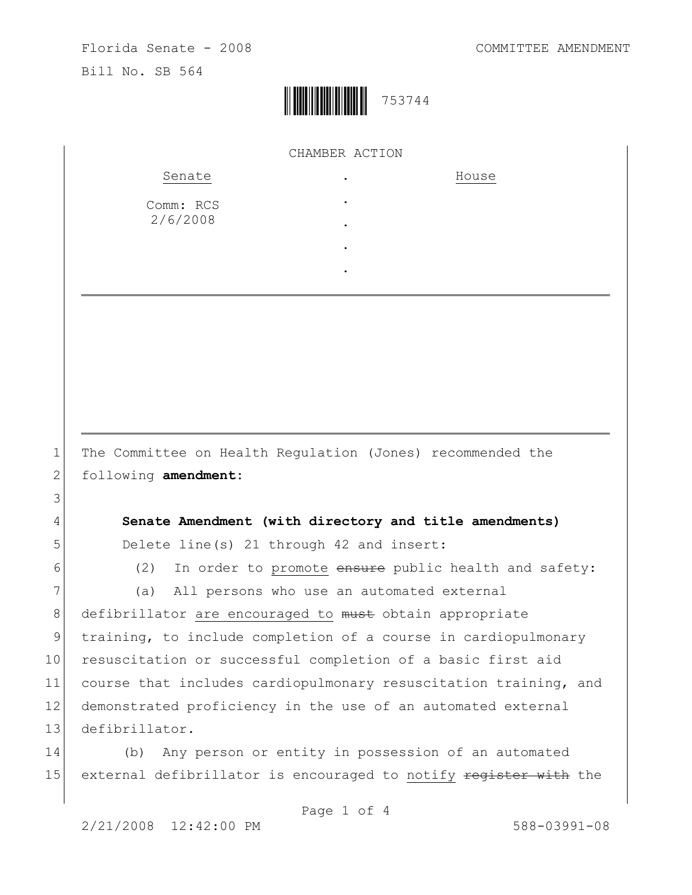Florida Senate - 2008

Bill No. SB 564

COMMITTEE AMENDMENT

753744

CHAMBER ACTION

| Senate | . | House |
|---|---|---|
| Comm: RCS 2/6/2008 | . | |
| | . | |
| | . | |
| | . | |

1 The Committee on Health Regulation (Jones) recommended the
2 following **amendment**:
3
4 **Senate Amendment (with directory and title amendments)**
5 Delete line(s) 21 through 42 and insert:
6 (2) In order to <u>promote</u> ~~ensure~~ public health and safety:
7 (a) All persons who use an automated external
8 defibrillator <u>are encouraged to</u> ~~must~~ obtain appropriate
9 training, to include completion of a course in cardiopulmonary
10 resuscitation or successful completion of a basic first aid
11 course that includes cardiopulmonary resuscitation training, and
12 demonstrated proficiency in the use of an automated external
13 defibrillator.
14 (b) Any person or entity in possession of an automated
15 external defibrillator is encouraged to <u>notify</u> ~~register with~~ the

2/21/2008 12:42:00 PM 588-03991-08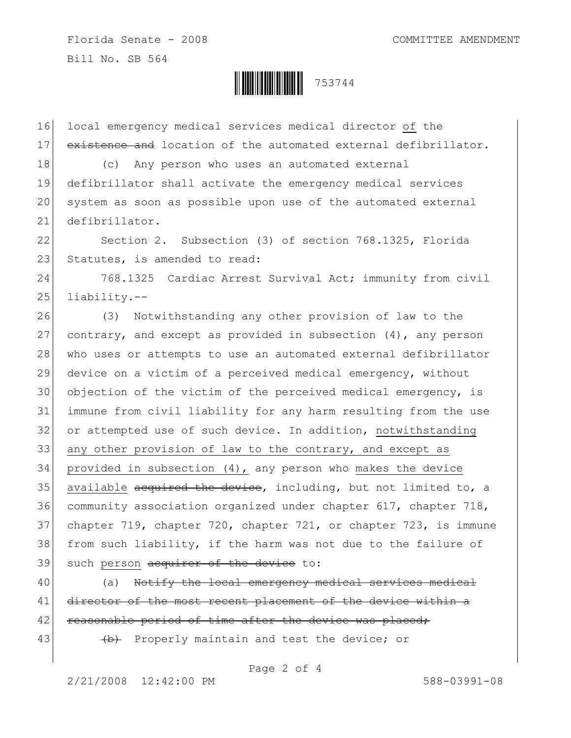local emergency medical services medical director of the ~~existence and~~ location of the automated external defibrillator.

(c) Any person who uses an automated external defibrillator shall activate the emergency medical services system as soon as possible upon use of the automated external defibrillator.

Section 2. Subsection (3) of section 768.1325, Florida Statutes, is amended to read:

768.1325 Cardiac Arrest Survival Act; immunity from civil liability.--

(3) Notwithstanding any other provision of law to the contrary, and except as provided in subsection (4), any person who uses or attempts to use an automated external defibrillator device on a victim of a perceived medical emergency, without objection of the victim of the perceived medical emergency, is immune from civil liability for any harm resulting from the use or attempted use of such device. In addition, notwithstanding any other provision of law to the contrary, and except as provided in subsection (4), any person who makes the device available ~~acquired the device~~, including, but not limited to, a community association organized under chapter 617, chapter 718, chapter 719, chapter 720, chapter 721, or chapter 723, is immune from such liability, if the harm was not due to the failure of such person ~~acquirer of the device~~ to:

(a) ~~Notify the local emergency medical services medical director of the most recent placement of the device within a reasonable period of time after the device was placed;~~

~~(b)~~ Properly maintain and test the device; or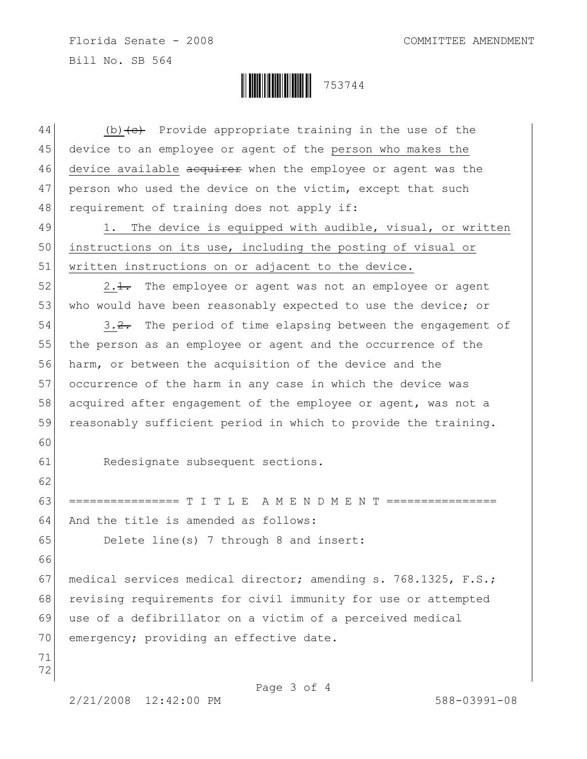(b)~~(c)~~ Provide appropriate training in the use of the device to an employee or agent of the <u>person who makes the device available</u> ~~acquirer~~ when the employee or agent was the person who used the device on the victim, except that such requirement of training does not apply if:

<u>1. The device is equipped with audible, visual, or written instructions on its use, including the posting of visual or written instructions on or adjacent to the device.</u>

<u>2.</u>~~1.~~ The employee or agent was not an employee or agent who would have been reasonably expected to use the device; or

<u>3.</u>~~2.~~ The period of time elapsing between the engagement of the person as an employee or agent and the occurrence of the harm, or between the acquisition of the device and the occurrence of the harm in any case in which the device was acquired after engagement of the employee or agent, was not a reasonably sufficient period in which to provide the training.

Redesignate subsequent sections.

================ T I T L E A M E N D M E N T ================

And the title is amended as follows:

Delete line(s) 7 through 8 and insert:

medical services medical director; amending s. 768.1325, F.S.; revising requirements for civil immunity for use or attempted use of a defibrillator on a victim of a perceived medical emergency; providing an effective date.